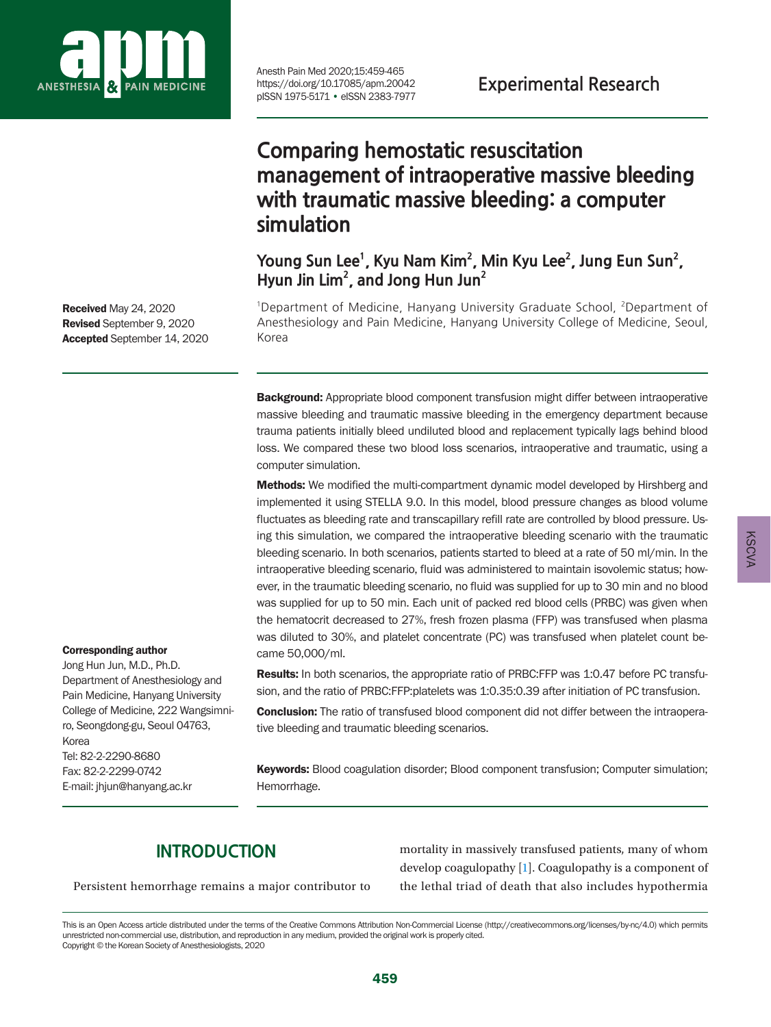Experimental Research

# Comparing hemostatic resuscitation management of intraoperative massive bleeding with traumatic massive bleeding: a computer simulation

**Young Sun Lee[1], Kyu Nam Kim[2], Min Kyu Lee[2], Jung Eun Sun[2], Hyun Jin Lim[2], and Jong Hun Jun[2]**

[1]Department of Medicine, Hanyang University Graduate School, [2]Department of Anesthesiology and Pain Medicine, Hanyang University College of Medicine, Seoul, Korea

**Received** May 24, 2020
**Revised** September 9, 2020
**Accepted** September 14, 2020

**Corresponding author**
Jong Hun Jun, M.D., Ph.D.
Department of Anesthesiology and Pain Medicine, Hanyang University College of Medicine, 222 Wangsimni-ro, Seongdong-gu, Seoul 04763, Korea
Tel: 82-2-2290-8680
Fax: 82-2-2299-0742
E-mail: jhjun@hanyang.ac.kr

**Background:** Appropriate blood component transfusion might differ between intraoperative massive bleeding and traumatic massive bleeding in the emergency department because trauma patients initially bleed undiluted blood and replacement typically lags behind blood loss. We compared these two blood loss scenarios, intraoperative and traumatic, using a computer simulation.

**Methods:** We modified the multi-compartment dynamic model developed by Hirshberg and implemented it using STELLA 9.0. In this model, blood pressure changes as blood volume fluctuates as bleeding rate and transcapillary refill rate are controlled by blood pressure. Using this simulation, we compared the intraoperative bleeding scenario with the traumatic bleeding scenario. In both scenarios, patients started to bleed at a rate of 50 ml/min. In the intraoperative bleeding scenario, fluid was administered to maintain isovolemic status; however, in the traumatic bleeding scenario, no fluid was supplied for up to 30 min and no blood was supplied for up to 50 min. Each unit of packed red blood cells (PRBC) was given when the hematocrit decreased to 27%, fresh frozen plasma (FFP) was transfused when plasma was diluted to 30%, and platelet concentrate (PC) was transfused when platelet count became 50,000/ml.

**Results:** In both scenarios, the appropriate ratio of PRBC:FFP was 1:0.47 before PC transfusion, and the ratio of PRBC:FFP:platelets was 1:0.35:0.39 after initiation of PC transfusion.

**Conclusion:** The ratio of transfused blood component did not differ between the intraoperative bleeding and traumatic bleeding scenarios.

**Keywords:** Blood coagulation disorder; Blood component transfusion; Computer simulation; Hemorrhage.

## INTRODUCTION

Persistent hemorrhage remains a major contributor to mortality in massively transfused patients, many of whom develop coagulopathy [1]. Coagulopathy is a component of the lethal triad of death that also includes hypothermia

This is an Open Access article distributed under the terms of the Creative Commons Attribution Non-Commercial License (http://creativecommons.org/licenses/by-nc/4.0) which permits unrestricted non-commercial use, distribution, and reproduction in any medium, provided the original work is properly cited.
Copyright © the Korean Society of Anesthesiologists, 2020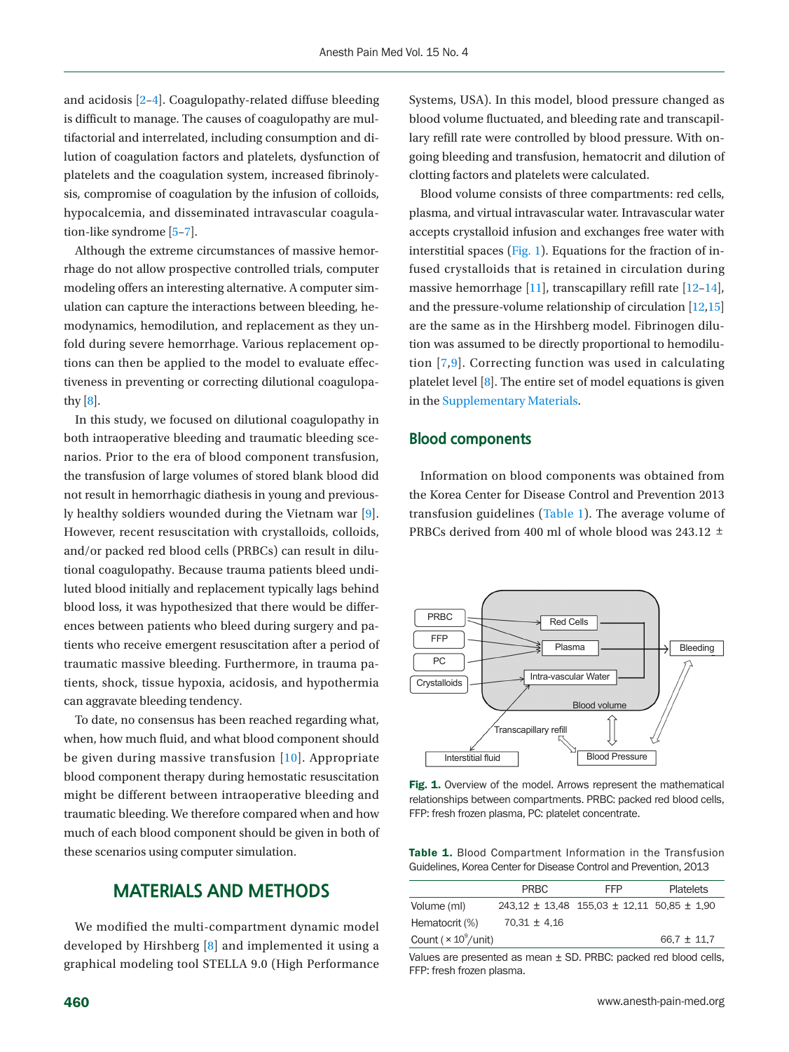and acidosis [2–4]. Coagulopathy-related diffuse bleeding is difficult to manage. The causes of coagulopathy are multifactorial and interrelated, including consumption and dilution of coagulation factors and platelets, dysfunction of platelets and the coagulation system, increased fibrinolysis, compromise of coagulation by the infusion of colloids, hypocalcemia, and disseminated intravascular coagulation-like syndrome [5–7].

Although the extreme circumstances of massive hemorrhage do not allow prospective controlled trials, computer modeling offers an interesting alternative. A computer simulation can capture the interactions between bleeding, hemodynamics, hemodilution, and replacement as they unfold during severe hemorrhage. Various replacement options can then be applied to the model to evaluate effectiveness in preventing or correcting dilutional coagulopathy [8].

In this study, we focused on dilutional coagulopathy in both intraoperative bleeding and traumatic bleeding scenarios. Prior to the era of blood component transfusion, the transfusion of large volumes of stored blank blood did not result in hemorrhagic diathesis in young and previously healthy soldiers wounded during the Vietnam war [9]. However, recent resuscitation with crystalloids, colloids, and/or packed red blood cells (PRBCs) can result in dilutional coagulopathy. Because trauma patients bleed undiluted blood initially and replacement typically lags behind blood loss, it was hypothesized that there would be differences between patients who bleed during surgery and patients who receive emergent resuscitation after a period of traumatic massive bleeding. Furthermore, in trauma patients, shock, tissue hypoxia, acidosis, and hypothermia can aggravate bleeding tendency.

To date, no consensus has been reached regarding what, when, how much fluid, and what blood component should be given during massive transfusion [10]. Appropriate blood component therapy during hemostatic resuscitation might be different between intraoperative bleeding and traumatic bleeding. We therefore compared when and how much of each blood component should be given in both of these scenarios using computer simulation.

## MATERIALS AND METHODS

We modified the multi-compartment dynamic model developed by Hirshberg [8] and implemented it using a graphical modeling tool STELLA 9.0 (High Performance Systems, USA). In this model, blood pressure changed as blood volume fluctuated, and bleeding rate and transcapillary refill rate were controlled by blood pressure. With ongoing bleeding and transfusion, hematocrit and dilution of clotting factors and platelets were calculated.

Blood volume consists of three compartments: red cells, plasma, and virtual intravascular water. Intravascular water accepts crystalloid infusion and exchanges free water with interstitial spaces (Fig. 1). Equations for the fraction of infused crystalloids that is retained in circulation during massive hemorrhage [11], transcapillary refill rate [12–14], and the pressure-volume relationship of circulation [12,15] are the same as in the Hirshberg model. Fibrinogen dilution was assumed to be directly proportional to hemodilution [7,9]. Correcting function was used in calculating platelet level [8]. The entire set of model equations is given in the Supplementary Materials.

### Blood components

Information on blood components was obtained from the Korea Center for Disease Control and Prevention 2013 transfusion guidelines (Table 1). The average volume of PRBCs derived from 400 ml of whole blood was 243.12 ±

**Fig. 1.** Overview of the model. Arrows represent the mathematical relationships between compartments. PRBC: packed red blood cells, FFP: fresh frozen plasma, PC: platelet concentrate.

**Table 1.** Blood Compartment Information in the Transfusion Guidelines, Korea Center for Disease Control and Prevention, 2013

| | PRBC | FFP | Platelets |
|---|---|---|---|
| Volume (ml) | 243.12 ± 13.48 | 155.03 ± 12.11 | 50.85 ± 1.90 |
| Hematocrit (%) | 70.31 ± 4.16 | | |
| Count ($\times 10^9$/unit) | | | 66.7 ± 11.7 |

Values are presented as mean ± SD. PRBC: packed red blood cells, FFP: fresh frozen plasma.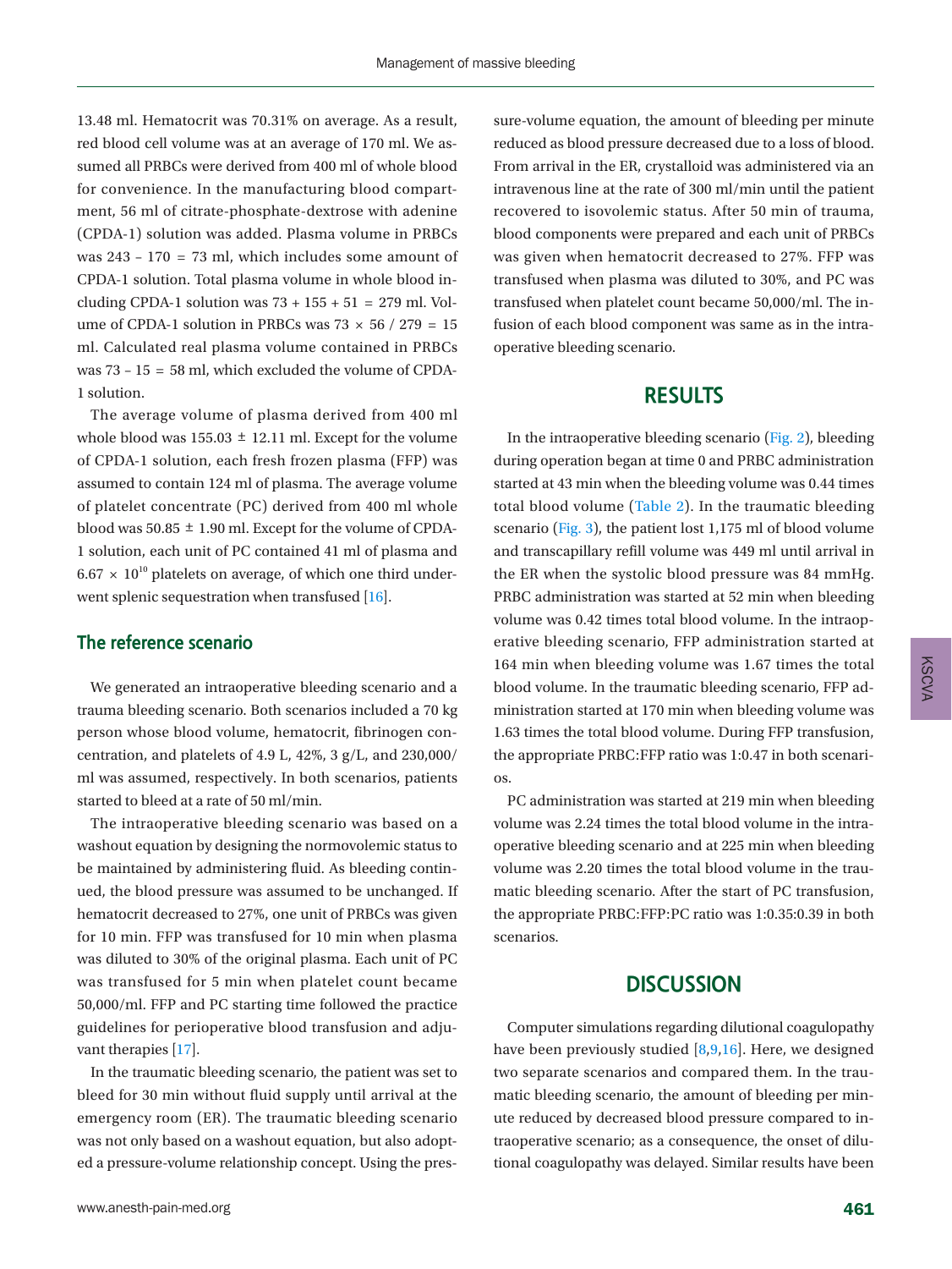13.48 ml. Hematocrit was 70.31% on average. As a result, red blood cell volume was at an average of 170 ml. We assumed all PRBCs were derived from 400 ml of whole blood for convenience. In the manufacturing blood compartment, 56 ml of citrate-phosphate-dextrose with adenine (CPDA-1) solution was added. Plasma volume in PRBCs was 243 – 170 = 73 ml, which includes some amount of CPDA-1 solution. Total plasma volume in whole blood including CPDA-1 solution was 73 + 155 + 51 = 279 ml. Volume of CPDA-1 solution in PRBCs was 73 × 56 / 279 = 15 ml. Calculated real plasma volume contained in PRBCs was 73 – 15 = 58 ml, which excluded the volume of CPDA-1 solution.

The average volume of plasma derived from 400 ml whole blood was 155.03 ± 12.11 ml. Except for the volume of CPDA-1 solution, each fresh frozen plasma (FFP) was assumed to contain 124 ml of plasma. The average volume of platelet concentrate (PC) derived from 400 ml whole blood was 50.85 ± 1.90 ml. Except for the volume of CPDA-1 solution, each unit of PC contained 41 ml of plasma and $6.67 \times 10^{10}$ platelets on average, of which one third underwent splenic sequestration when transfused [16].

## The reference scenario

We generated an intraoperative bleeding scenario and a trauma bleeding scenario. Both scenarios included a 70 kg person whose blood volume, hematocrit, fibrinogen concentration, and platelets of 4.9 L, 42%, 3 g/L, and 230,000/ml was assumed, respectively. In both scenarios, patients started to bleed at a rate of 50 ml/min.

The intraoperative bleeding scenario was based on a washout equation by designing the normovolemic status to be maintained by administering fluid. As bleeding continued, the blood pressure was assumed to be unchanged. If hematocrit decreased to 27%, one unit of PRBCs was given for 10 min. FFP was transfused for 10 min when plasma was diluted to 30% of the original plasma. Each unit of PC was transfused for 5 min when platelet count became 50,000/ml. FFP and PC starting time followed the practice guidelines for perioperative blood transfusion and adjuvant therapies [17].

In the traumatic bleeding scenario, the patient was set to bleed for 30 min without fluid supply until arrival at the emergency room (ER). The traumatic bleeding scenario was not only based on a washout equation, but also adopted a pressure-volume relationship concept. Using the pressure-volume equation, the amount of bleeding per minute reduced as blood pressure decreased due to a loss of blood. From arrival in the ER, crystalloid was administered via an intravenous line at the rate of 300 ml/min until the patient recovered to isovolemic status. After 50 min of trauma, blood components were prepared and each unit of PRBCs was given when hematocrit decreased to 27%. FFP was transfused when plasma was diluted to 30%, and PC was transfused when platelet count became 50,000/ml. The infusion of each blood component was same as in the intraoperative bleeding scenario.

# RESULTS

In the intraoperative bleeding scenario (Fig. 2), bleeding during operation began at time 0 and PRBC administration started at 43 min when the bleeding volume was 0.44 times total blood volume (Table 2). In the traumatic bleeding scenario (Fig. 3), the patient lost 1,175 ml of blood volume and transcapillary refill volume was 449 ml until arrival in the ER when the systolic blood pressure was 84 mmHg. PRBC administration was started at 52 min when bleeding volume was 0.42 times total blood volume. In the intraoperative bleeding scenario, FFP administration started at 164 min when bleeding volume was 1.67 times the total blood volume. In the traumatic bleeding scenario, FFP administration started at 170 min when bleeding volume was 1.63 times the total blood volume. During FFP transfusion, the appropriate PRBC:FFP ratio was 1:0.47 in both scenarios.

PC administration was started at 219 min when bleeding volume was 2.24 times the total blood volume in the intraoperative bleeding scenario and at 225 min when bleeding volume was 2.20 times the total blood volume in the traumatic bleeding scenario. After the start of PC transfusion, the appropriate PRBC:FFP:PC ratio was 1:0.35:0.39 in both scenarios.

# DISCUSSION

Computer simulations regarding dilutional coagulopathy have been previously studied [8,9,16]. Here, we designed two separate scenarios and compared them. In the traumatic bleeding scenario, the amount of bleeding per minute reduced by decreased blood pressure compared to intraoperative scenario; as a consequence, the onset of dilutional coagulopathy was delayed. Similar results have been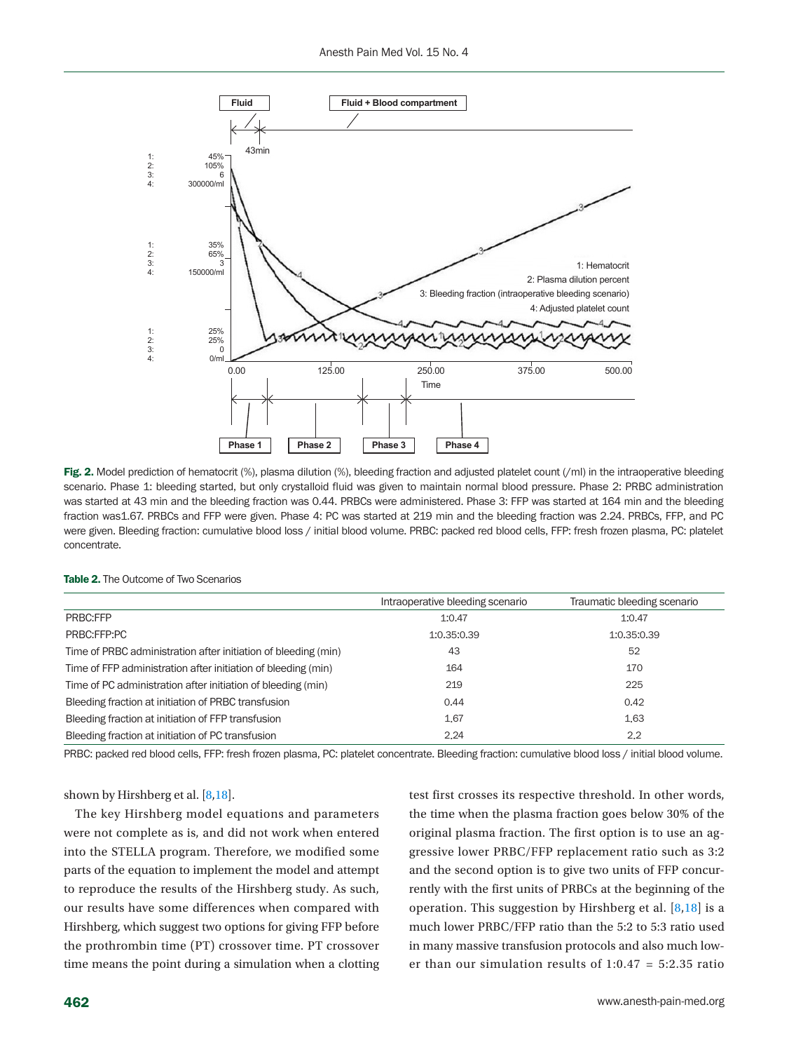**Fig. 2.** Model prediction of hematocrit (%), plasma dilution (%), bleeding fraction and adjusted platelet count (/ml) in the intraoperative bleeding scenario. Phase 1: bleeding started, but only crystalloid fluid was given to maintain normal blood pressure. Phase 2: PRBC administration was started at 43 min and the bleeding fraction was 0.44. PRBCs were administered. Phase 3: FFP was started at 164 min and the bleeding fraction was1.67. PRBCs and FFP were given. Phase 4: PC was started at 219 min and the bleeding fraction was 2.24. PRBCs, FFP, and PC were given. Bleeding fraction: cumulative blood loss / initial blood volume. PRBC: packed red blood cells, FFP: fresh frozen plasma, PC: platelet concentrate.

**Table 2.** The Outcome of Two Scenarios

| | Intraoperative bleeding scenario | Traumatic bleeding scenario |
|---|---|---|
| PRBC:FFP | 1:0.47 | 1:0.47 |
| PRBC:FFP:PC | 1:0.35:0.39 | 1:0.35:0.39 |
| Time of PRBC administration after initiation of bleeding (min) | 43 | 52 |
| Time of FFP administration after initiation of bleeding (min) | 164 | 170 |
| Time of PC administration after initiation of bleeding (min) | 219 | 225 |
| Bleeding fraction at initiation of PRBC transfusion | 0.44 | 0.42 |
| Bleeding fraction at initiation of FFP transfusion | 1.67 | 1.63 |
| Bleeding fraction at initiation of PC transfusion | 2.24 | 2.2 |

PRBC: packed red blood cells, FFP: fresh frozen plasma, PC: platelet concentrate. Bleeding fraction: cumulative blood loss / initial blood volume.

shown by Hirshberg et al. [8,18].

The key Hirshberg model equations and parameters were not complete as is, and did not work when entered into the STELLA program. Therefore, we modified some parts of the equation to implement the model and attempt to reproduce the results of the Hirshberg study. As such, our results have some differences when compared with Hirshberg, which suggest two options for giving FFP before the prothrombin time (PT) crossover time. PT crossover time means the point during a simulation when a clotting test first crosses its respective threshold. In other words, the time when the plasma fraction goes below 30% of the original plasma fraction. The first option is to use an aggressive lower PRBC/FFP replacement ratio such as 3:2 and the second option is to give two units of FFP concurrently with the first units of PRBCs at the beginning of the operation. This suggestion by Hirshberg et al. [8,18] is a much lower PRBC/FFP ratio than the 5:2 to 5:3 ratio used in many massive transfusion protocols and also much lower than our simulation results of 1:0.47 = 5:2.35 ratio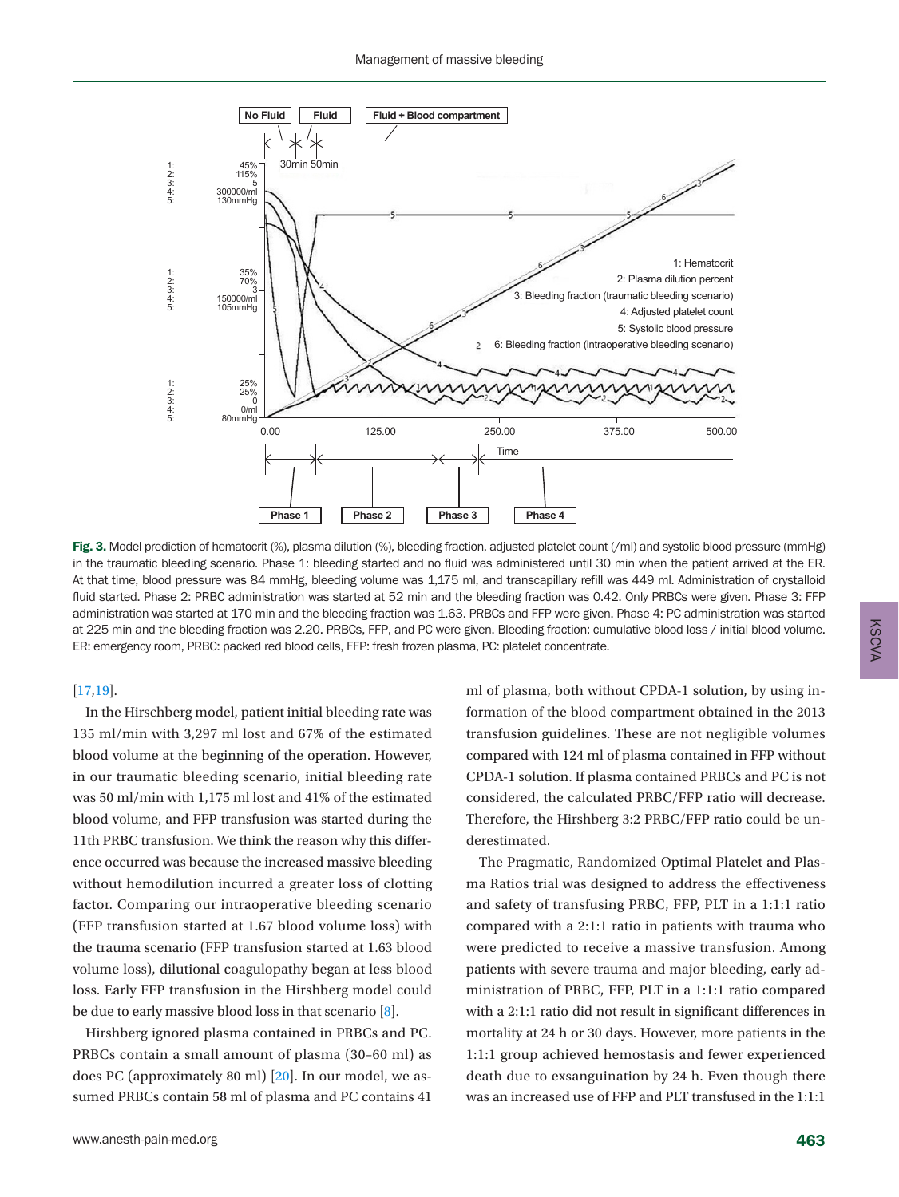**Fig. 3.** Model prediction of hematocrit (%), plasma dilution (%), bleeding fraction, adjusted platelet count (/ml) and systolic blood pressure (mmHg) in the traumatic bleeding scenario. Phase 1: bleeding started and no fluid was administered until 30 min when the patient arrived at the ER. At that time, blood pressure was 84 mmHg, bleeding volume was 1,175 ml, and transcapillary refill was 449 ml. Administration of crystalloid fluid started. Phase 2: PRBC administration was started at 52 min and the bleeding fraction was 0.42. Only PRBCs were given. Phase 3: FFP administration was started at 170 min and the bleeding fraction was 1.63. PRBCs and FFP were given. Phase 4: PC administration was started at 225 min and the bleeding fraction was 2.20. PRBCs, FFP, and PC were given. Bleeding fraction: cumulative blood loss / initial blood volume. ER: emergency room, PRBC: packed red blood cells, FFP: fresh frozen plasma, PC: platelet concentrate.

[17,19].

In the Hirschberg model, patient initial bleeding rate was 135 ml/min with 3,297 ml lost and 67% of the estimated blood volume at the beginning of the operation. However, in our traumatic bleeding scenario, initial bleeding rate was 50 ml/min with 1,175 ml lost and 41% of the estimated blood volume, and FFP transfusion was started during the 11th PRBC transfusion. We think the reason why this difference occurred was because the increased massive bleeding without hemodilution incurred a greater loss of clotting factor. Comparing our intraoperative bleeding scenario (FFP transfusion started at 1.67 blood volume loss) with the trauma scenario (FFP transfusion started at 1.63 blood volume loss), dilutional coagulopathy began at less blood loss. Early FFP transfusion in the Hirshberg model could be due to early massive blood loss in that scenario [8].

Hirshberg ignored plasma contained in PRBCs and PC. PRBCs contain a small amount of plasma (30–60 ml) as does PC (approximately 80 ml) [20]. In our model, we assumed PRBCs contain 58 ml of plasma and PC contains 41 ml of plasma, both without CPDA-1 solution, by using information of the blood compartment obtained in the 2013 transfusion guidelines. These are not negligible volumes compared with 124 ml of plasma contained in FFP without CPDA-1 solution. If plasma contained PRBCs and PC is not considered, the calculated PRBC/FFP ratio will decrease. Therefore, the Hirshberg 3:2 PRBC/FFP ratio could be underestimated.

The Pragmatic, Randomized Optimal Platelet and Plasma Ratios trial was designed to address the effectiveness and safety of transfusing PRBC, FFP, PLT in a 1:1:1 ratio compared with a 2:1:1 ratio in patients with trauma who were predicted to receive a massive transfusion. Among patients with severe trauma and major bleeding, early administration of PRBC, FFP, PLT in a 1:1:1 ratio compared with a 2:1:1 ratio did not result in significant differences in mortality at 24 h or 30 days. However, more patients in the 1:1:1 group achieved hemostasis and fewer experienced death due to exsanguination by 24 h. Even though there was an increased use of FFP and PLT transfused in the 1:1:1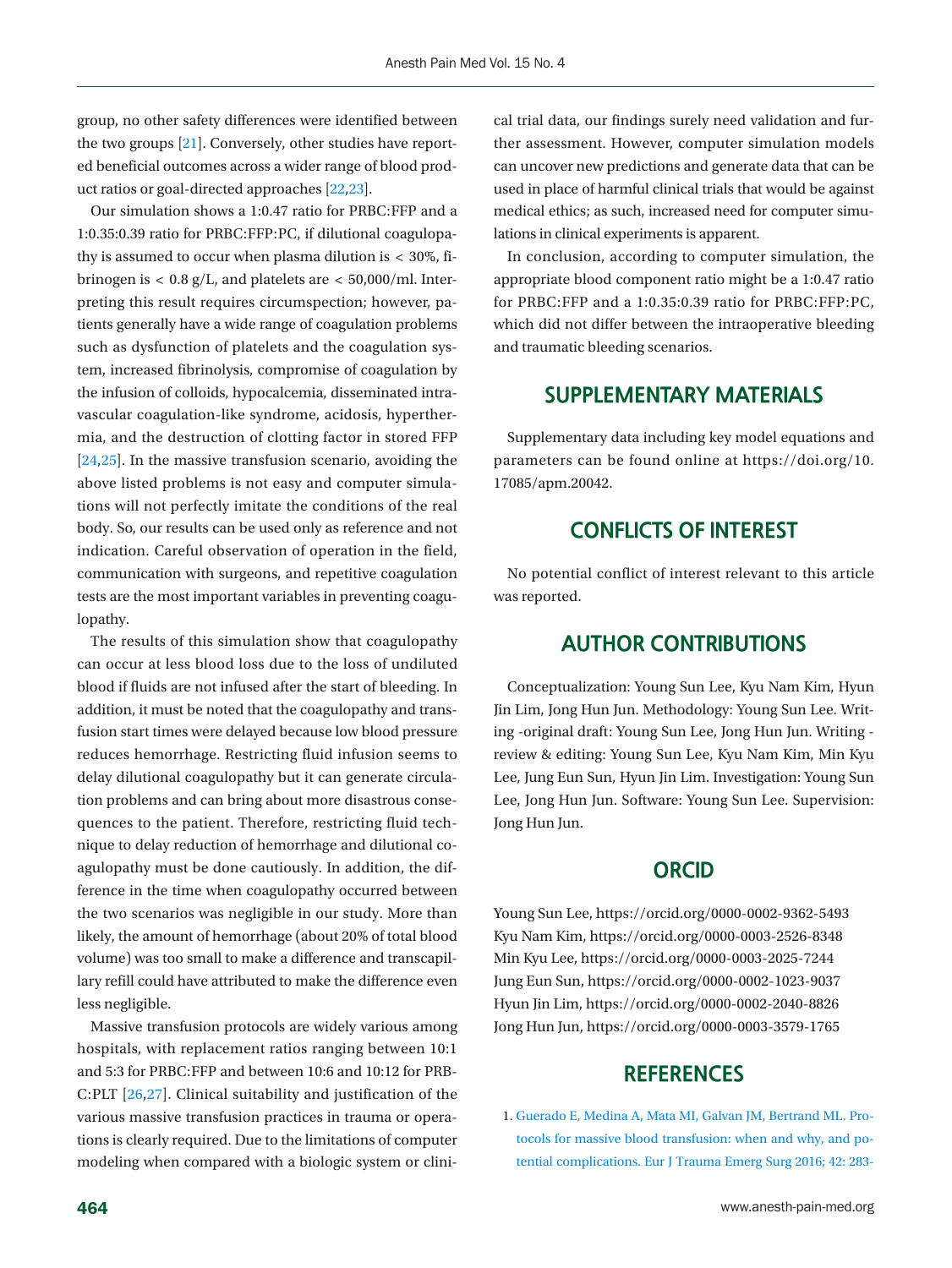group, no other safety differences were identified between the two groups [21]. Conversely, other studies have reported beneficial outcomes across a wider range of blood product ratios or goal-directed approaches [22,23].

Our simulation shows a 1:0.47 ratio for PRBC:FFP and a 1:0.35:0.39 ratio for PRBC:FFP:PC, if dilutional coagulopathy is assumed to occur when plasma dilution is < 30%, fibrinogen is < 0.8 g/L, and platelets are < 50,000/ml. Interpreting this result requires circumspection; however, patients generally have a wide range of coagulation problems such as dysfunction of platelets and the coagulation system, increased fibrinolysis, compromise of coagulation by the infusion of colloids, hypocalcemia, disseminated intravascular coagulation-like syndrome, acidosis, hyperthermia, and the destruction of clotting factor in stored FFP [24,25]. In the massive transfusion scenario, avoiding the above listed problems is not easy and computer simulations will not perfectly imitate the conditions of the real body. So, our results can be used only as reference and not indication. Careful observation of operation in the field, communication with surgeons, and repetitive coagulation tests are the most important variables in preventing coagulopathy.

The results of this simulation show that coagulopathy can occur at less blood loss due to the loss of undiluted blood if fluids are not infused after the start of bleeding. In addition, it must be noted that the coagulopathy and transfusion start times were delayed because low blood pressure reduces hemorrhage. Restricting fluid infusion seems to delay dilutional coagulopathy but it can generate circulation problems and can bring about more disastrous consequences to the patient. Therefore, restricting fluid technique to delay reduction of hemorrhage and dilutional coagulopathy must be done cautiously. In addition, the difference in the time when coagulopathy occurred between the two scenarios was negligible in our study. More than likely, the amount of hemorrhage (about 20% of total blood volume) was too small to make a difference and transcapillary refill could have attributed to make the difference even less negligible.

Massive transfusion protocols are widely various among hospitals, with replacement ratios ranging between 10:1 and 5:3 for PRBC:FFP and between 10:6 and 10:12 for PRBC:PLT [26,27]. Clinical suitability and justification of the various massive transfusion practices in trauma or operations is clearly required. Due to the limitations of computer modeling when compared with a biologic system or clinical trial data, our findings surely need validation and further assessment. However, computer simulation models can uncover new predictions and generate data that can be used in place of harmful clinical trials that would be against medical ethics; as such, increased need for computer simulations in clinical experiments is apparent.

In conclusion, according to computer simulation, the appropriate blood component ratio might be a 1:0.47 ratio for PRBC:FFP and a 1:0.35:0.39 ratio for PRBC:FFP:PC, which did not differ between the intraoperative bleeding and traumatic bleeding scenarios.

## SUPPLEMENTARY MATERIALS

Supplementary data including key model equations and parameters can be found online at https://doi.org/10.17085/apm.20042.

## CONFLICTS OF INTEREST

No potential conflict of interest relevant to this article was reported.

## AUTHOR CONTRIBUTIONS

Conceptualization: Young Sun Lee, Kyu Nam Kim, Hyun Jin Lim, Jong Hun Jun. Methodology: Young Sun Lee. Writing -original draft: Young Sun Lee, Jong Hun Jun. Writing - review & editing: Young Sun Lee, Kyu Nam Kim, Min Kyu Lee, Jung Eun Sun, Hyun Jin Lim. Investigation: Young Sun Lee, Jong Hun Jun. Software: Young Sun Lee. Supervision: Jong Hun Jun.

## ORCID

Young Sun Lee, https://orcid.org/0000-0002-9362-5493
Kyu Nam Kim, https://orcid.org/0000-0003-2526-8348
Min Kyu Lee, https://orcid.org/0000-0003-2025-7244
Jung Eun Sun, https://orcid.org/0000-0002-1023-9037
Hyun Jin Lim, https://orcid.org/0000-0002-2040-8826
Jong Hun Jun, https://orcid.org/0000-0003-3579-1765

## REFERENCES

1. Guerado E, Medina A, Mata MI, Galvan JM, Bertrand ML. Protocols for massive blood transfusion: when and why, and potential complications. Eur J Trauma Emerg Surg 2016; 42: 283-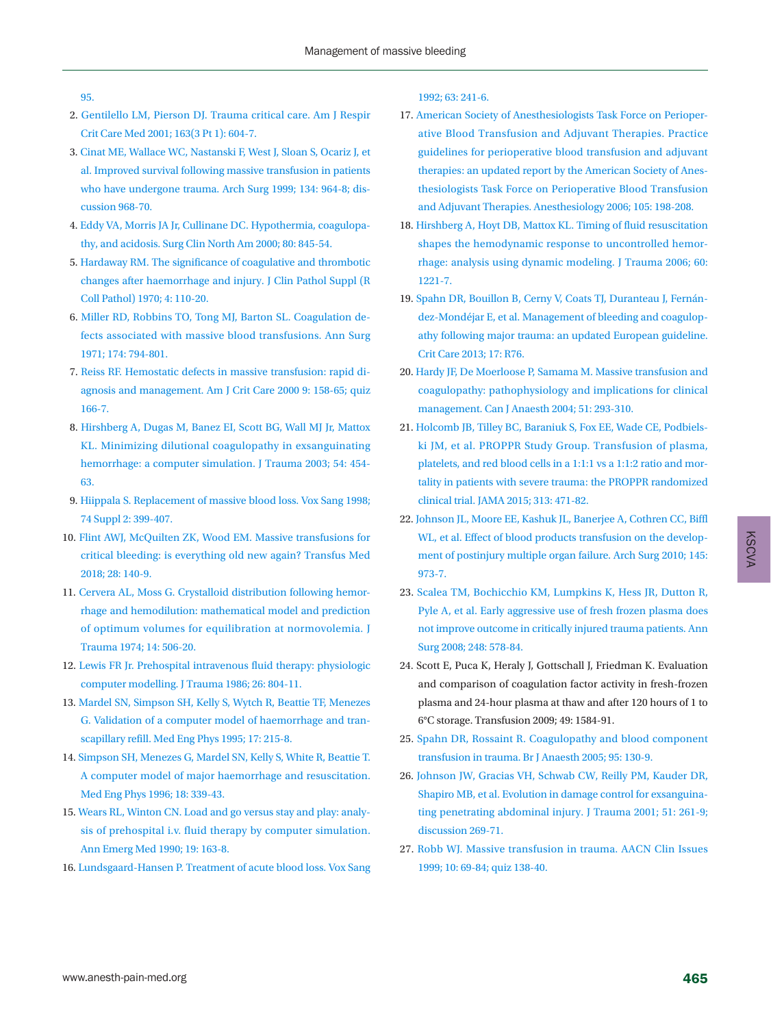95.

2. Gentilello LM, Pierson DJ. Trauma critical care. Am J Respir Crit Care Med 2001; 163(3 Pt 1): 604-7.
3. Cinat ME, Wallace WC, Nastanski F, West J, Sloan S, Ocariz J, et al. Improved survival following massive transfusion in patients who have undergone trauma. Arch Surg 1999; 134: 964-8; discussion 968-70.
4. Eddy VA, Morris JA Jr, Cullinane DC. Hypothermia, coagulopathy, and acidosis. Surg Clin North Am 2000; 80: 845-54.
5. Hardaway RM. The significance of coagulative and thrombotic changes after haemorrhage and injury. J Clin Pathol Suppl (R Coll Pathol) 1970; 4: 110-20.
6. Miller RD, Robbins TO, Tong MJ, Barton SL. Coagulation defects associated with massive blood transfusions. Ann Surg 1971; 174: 794-801.
7. Reiss RF. Hemostatic defects in massive transfusion: rapid diagnosis and management. Am J Crit Care 2000 9: 158-65; quiz 166-7.
8. Hirshberg A, Dugas M, Banez EI, Scott BG, Wall MJ Jr, Mattox KL. Minimizing dilutional coagulopathy in exsanguinating hemorrhage: a computer simulation. J Trauma 2003; 54: 454-63.
9. Hiippala S. Replacement of massive blood loss. Vox Sang 1998; 74 Suppl 2: 399-407.
10. Flint AWJ, McQuilten ZK, Wood EM. Massive transfusions for critical bleeding: is everything old new again? Transfus Med 2018; 28: 140-9.
11. Cervera AL, Moss G. Crystalloid distribution following hemorrhage and hemodilution: mathematical model and prediction of optimum volumes for equilibration at normovolemia. J Trauma 1974; 14: 506-20.
12. Lewis FR Jr. Prehospital intravenous fluid therapy: physiologic computer modelling. J Trauma 1986; 26: 804-11.
13. Mardel SN, Simpson SH, Kelly S, Wytch R, Beattie TF, Menezes G. Validation of a computer model of haemorrhage and transcapillary refill. Med Eng Phys 1995; 17: 215-8.
14. Simpson SH, Menezes G, Mardel SN, Kelly S, White R, Beattie T. A computer model of major haemorrhage and resuscitation. Med Eng Phys 1996; 18: 339-43.
15. Wears RL, Winton CN. Load and go versus stay and play: analysis of prehospital i.v. fluid therapy by computer simulation. Ann Emerg Med 1990; 19: 163-8.
16. Lundsgaard-Hansen P. Treatment of acute blood loss. Vox Sang 1992; 63: 241-6.
17. American Society of Anesthesiologists Task Force on Perioperative Blood Transfusion and Adjuvant Therapies. Practice guidelines for perioperative blood transfusion and adjuvant therapies: an updated report by the American Society of Anesthesiologists Task Force on Perioperative Blood Transfusion and Adjuvant Therapies. Anesthesiology 2006; 105: 198-208.
18. Hirshberg A, Hoyt DB, Mattox KL. Timing of fluid resuscitation shapes the hemodynamic response to uncontrolled hemorrhage: analysis using dynamic modeling. J Trauma 2006; 60: 1221-7.
19. Spahn DR, Bouillon B, Cerny V, Coats TJ, Duranteau J, Fernández-Mondéjar E, et al. Management of bleeding and coagulopathy following major trauma: an updated European guideline. Crit Care 2013; 17: R76.
20. Hardy JF, De Moerloose P, Samama M. Massive transfusion and coagulopathy: pathophysiology and implications for clinical management. Can J Anaesth 2004; 51: 293-310.
21. Holcomb JB, Tilley BC, Baraniuk S, Fox EE, Wade CE, Podbielski JM, et al. PROPPR Study Group. Transfusion of plasma, platelets, and red blood cells in a 1:1:1 vs a 1:1:2 ratio and mortality in patients with severe trauma: the PROPPR randomized clinical trial. JAMA 2015; 313: 471-82.
22. Johnson JL, Moore EE, Kashuk JL, Banerjee A, Cothren CC, Biffl WL, et al. Effect of blood products transfusion on the development of postinjury multiple organ failure. Arch Surg 2010; 145: 973-7.
23. Scalea TM, Bochicchio KM, Lumpkins K, Hess JR, Dutton R, Pyle A, et al. Early aggressive use of fresh frozen plasma does not improve outcome in critically injured trauma patients. Ann Surg 2008; 248: 578-84.
24. Scott E, Puca K, Heraly J, Gottschall J, Friedman K. Evaluation and comparison of coagulation factor activity in fresh-frozen plasma and 24-hour plasma at thaw and after 120 hours of 1 to 6°C storage. Transfusion 2009; 49: 1584-91.
25. Spahn DR, Rossaint R. Coagulopathy and blood component transfusion in trauma. Br J Anaesth 2005; 95: 130-9.
26. Johnson JW, Gracias VH, Schwab CW, Reilly PM, Kauder DR, Shapiro MB, et al. Evolution in damage control for exsanguinating penetrating abdominal injury. J Trauma 2001; 51: 261-9; discussion 269-71.
27. Robb WJ. Massive transfusion in trauma. AACN Clin Issues 1999; 10: 69-84; quiz 138-40.